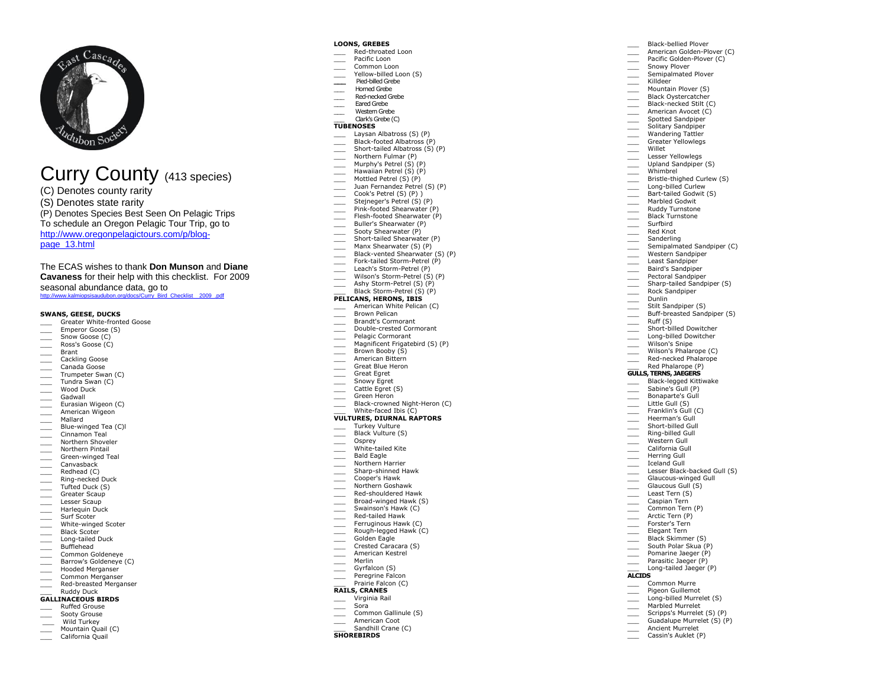# Curry County (413 species)

(C) Denotes county rarity
(S) Denotes state rarity
(P) Denotes Species Best Seen On Pelagic Trips
To schedule an Oregon Pelagic Tour Trip, go to
http://www.oregonpelagictours.com/p/blog-page_13.html

The ECAS wishes to thank **Don Munson** and **Diane Cavaness** for their help with this checklist. For 2009 seasonal abundance data, go to
http://www.kalmiopsisaudubon.org/docs/Curry_Bird_Checklist__2009_.pdf

**SWANS, GEESE, DUCKS**

- ___ Greater White-fronted Goose
- ___ Emperor Goose (S)
- ___ Snow Goose (C)
- ___ Ross's Goose (C)
- ___ Brant
- ___ Cackling Goose
- ___ Canada Goose
- ___ Trumpeter Swan (C)
- ___ Tundra Swan (C)
- ___ Wood Duck
- ___ Gadwall
- ___ Eurasian Wigeon (C)
- ___ American Wigeon
- ___ Mallard
- ___ Blue-winged Tea (C)l
- ___ Cinnamon Teal
- ___ Northern Shoveler
- ___ Northern Pintail
- ___ Green-winged Teal
- ___ Canvasback
- ___ Redhead (C)
- ___ Ring-necked Duck
- ___ Tufted Duck (S)
- ___ Greater Scaup
- ___ Lesser Scaup
- ___ Harlequin Duck
- ___ Surf Scoter
- ___ White-winged Scoter
- ___ Black Scoter
- ___ Long-tailed Duck
- ___ Bufflehead
- ___ Common Goldeneye
- ___ Barrow's Goldeneye (C)
- ___ Hooded Merganser
- ___ Common Merganser
- ___ Red-breasted Merganser
- ___ Ruddy Duck

**GALLINACEOUS BIRDS**

- ___ Ruffed Grouse
- ___ Sooty Grouse
- ___ Wild Turkey
- ___ Mountain Quail (C)
- ___ California Quail

**LOONS, GREBES**

- ___ Red-throated Loon
- ___ Pacific Loon
- ___ Common Loon
- ___ Yellow-billed Loon (S)
- ___ Pied-billed Grebe
- ___ Horned Grebe
- ___ Red-necked Grebe
- ___ Eared Grebe
- ___ Western Grebe
- ___ Clark's Grebe (C)

**TUBENOSES**

- ___ Laysan Albatross (S) (P)
- ___ Black-footed Albatross (P)
- ___ Short-tailed Albatross (S) (P)
- ___ Northern Fulmar (P)
- ___ Murphy's Petrel (S) (P)
- ___ Hawaiian Petrel (S) (P)
- ___ Mottled Petrel (S) (P)
- ___ Juan Fernandez Petrel (S) (P)
- ___ Cook's Petrel (S) (P) )
- ___ Stejneger's Petrel (S) (P)
- ___ Pink-footed Shearwater (P)
- ___ Flesh-footed Shearwater (P)
- ___ Buller's Shearwater (P)
- ___ Sooty Shearwater (P)
- ___ Short-tailed Shearwater (P)
- ___ Manx Shearwater (S) (P)
- ___ Black-vented Shearwater (S) (P)
- ___ Fork-tailed Storm-Petrel (P)
- ___ Leach's Storm-Petrel (P)
- ___ Wilson's Storm-Petrel (S) (P)
- ___ Ashy Storm-Petrel (S) (P)
- ___ Black Storm-Petrel (S) (P)

**PELICANS, HERONS, IBIS**

- ___ American White Pelican (C)
- ___ Brown Pelican
- ___ Brandt's Cormorant
- ___ Double-crested Cormorant
- ___ Pelagic Cormorant
- ___ Magnificent Frigatebird (S) (P)
- ___ Brown Booby (S)
- ___ American Bittern
- ___ Great Blue Heron
- ___ Great Egret
- ___ Snowy Egret
- ___ Cattle Egret (S)
- ___ Green Heron
- ___ Black-crowned Night-Heron (C)
- ___ White-faced Ibis (C)

**VULTURES, DIURNAL RAPTORS**

- ___ Turkey Vulture
- ___ Black Vulture (S)
- ___ Osprey
- ___ White-tailed Kite
- ___ Bald Eagle
- ___ Northern Harrier
- ___ Sharp-shinned Hawk
- ___ Cooper's Hawk
- ___ Northern Goshawk
- ___ Red-shouldered Hawk
- ___ Broad-winged Hawk (S)
- ___ Swainson's Hawk (C)
- ___ Red-tailed Hawk
- ___ Ferruginous Hawk (C)
- ___ Rough-legged Hawk (C)
- ___ Golden Eagle
- ___ Crested Caracara (S)
- ___ American Kestrel
- ___ Merlin
- ___ Gyrfalcon (S)
- ___ Peregrine Falcon
- ___ Prairie Falcon (C)

**RAILS, CRANES**

- ___ Virginia Rail
- ___ Sora
- ___ Common Gallinule (S)
- ___ American Coot
- ___ Sandhill Crane (C)

**SHOREBIRDS**

- ___ Black-bellied Plover
- ___ American Golden-Plover (C)
- ___ Pacific Golden-Plover (C)
- ___ Snowy Plover
- ___ Semipalmated Plover
- ___ Killdeer
- ___ Mountain Plover (S)
- ___ Black Oystercatcher
- ___ Black-necked Stilt (C)
- ___ American Avocet (C)
- ___ Spotted Sandpiper
- ___ Solitary Sandpiper
- ___ Wandering Tattler
- ___ Greater Yellowlegs
- ___ Willet
- ___ Lesser Yellowlegs
- ___ Upland Sandpiper (S)
- ___ Whimbrel
- ___ Bristle-thighed Curlew (S)
- ___ Long-billed Curlew
- ___ Bart-tailed Godwit (S)
- ___ Marbled Godwit
- ___ Ruddy Turnstone
- ___ Black Turnstone
- ___ Surfbird
- ___ Red Knot
- ___ Sanderling
- ___ Semipalmated Sandpiper (C)
- ___ Western Sandpiper
- ___ Least Sandpiper
- ___ Baird's Sandpiper
- ___ Pectoral Sandpiper
- ___ Sharp-tailed Sandpiper (S)
- ___ Rock Sandpiper
- ___ Dunlin
- ___ Stilt Sandpiper (S)
- ___ Buff-breasted Sandpiper (S)
- ___ Ruff (S)
- ___ Short-billed Dowitcher
- ___ Long-billed Dowitcher
- ___ Wilson's Snipe
- ___ Wilson's Phalarope (C)
- ___ Red-necked Phalarope
- ___ Red Phalarope (P)

**GULLS, TERNS, JAEGERS**

- ___ Black-legged Kittiwake
- ___ Sabine's Gull (P)
- ___ Bonaparte's Gull
- ___ Little Gull (S)
- ___ Franklin's Gull (C)
- ___ Heerman's Gull
- ___ Short-billed Gull
- ___ Ring-billed Gull
- ___ Western Gull
- ___ California Gull
- ___ Herring Gull
- ___ Iceland Gull
- ___ Lesser Black-backed Gull (S)
- ___ Glaucous-winged Gull
- ___ Glaucous Gull (S)
- ___ Least Tern (S)
- ___ Caspian Tern
- ___ Common Tern (P)
- ___ Arctic Tern (P)
- ___ Forster's Tern
- ___ Elegant Tern
- ___ Black Skimmer (S)
- ___ South Polar Skua (P)
- ___ Pomarine Jaeger (P)
- ___ Parasitic Jaeger (P)
- ___ Long-tailed Jaeger (P)

**ALCIDS**

- ___ Common Murre
- ___ Pigeon Guillemot
- ___ Long-billed Murrelet (S)
- ___ Marbled Murrelet
- ___ Scripps's Murrelet (S) (P)
- ___ Guadalupe Murrelet (S) (P)
- ___ Ancient Murrelet
- ___ Cassin's Auklet (P)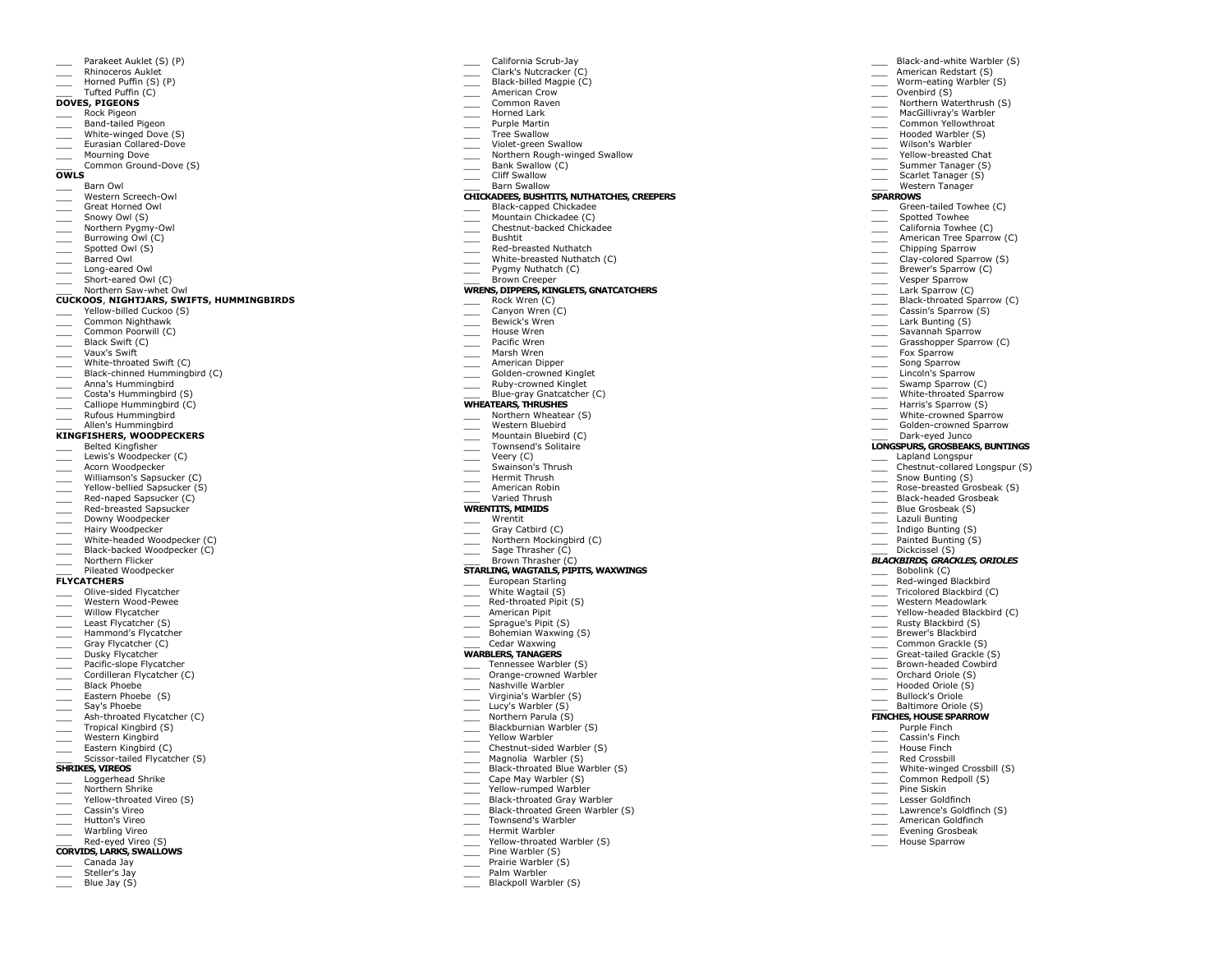___ Parakeet Auklet (S) (P)
___ Rhinoceros Auklet
___ Horned Puffin (S) (P)
___ Tufted Puffin (C)

**DOVES, PIGEONS**

___ Rock Pigeon
___ Band-tailed Pigeon
___ White-winged Dove (S)
___ Eurasian Collared-Dove
___ Mourning Dove
___ Common Ground-Dove (S)

**OWLS**

___ Barn Owl
___ Western Screech-Owl
___ Great Horned Owl
___ Snowy Owl (S)
___ Northern Pygmy-Owl
___ Burrowing Owl (C)
___ Spotted Owl (S)
___ Barred Owl
___ Long-eared Owl
___ Short-eared Owl (C)
___ Northern Saw-whet Owl

**CUCKOOS, NIGHTJARS, SWIFTS, HUMMINGBIRDS**

___ Yellow-billed Cuckoo (S)
___ Common Nighthawk
___ Common Poorwill (C)
___ Black Swift (C)
___ Vaux's Swift
___ White-throated Swift (C)
___ Black-chinned Hummingbird (C)
___ Anna's Hummingbird
___ Costa's Hummingbird (S)
___ Calliope Hummingbird (C)
___ Rufous Hummingbird
___ Allen's Hummingbird

**KINGFISHERS, WOODPECKERS**

___ Belted Kingfisher
___ Lewis's Woodpecker (C)
___ Acorn Woodpecker
___ Williamson's Sapsucker (C)
___ Yellow-bellied Sapsucker (S)
___ Red-naped Sapsucker (C)
___ Red-breasted Sapsucker
___ Downy Woodpecker
___ Hairy Woodpecker
___ White-headed Woodpecker (C)
___ Black-backed Woodpecker (C)
___ Northern Flicker
___ Pileated Woodpecker

**FLYCATCHERS**

___ Olive-sided Flycatcher
___ Western Wood-Pewee
___ Willow Flycatcher
___ Least Flycatcher (S)
___ Hammond's Flycatcher
___ Gray Flycatcher (C)
___ Dusky Flycatcher
___ Pacific-slope Flycatcher
___ Cordilleran Flycatcher (C)
___ Black Phoebe
___ Eastern Phoebe (S)
___ Say's Phoebe
___ Ash-throated Flycatcher (C)
___ Tropical Kingbird (S)
___ Western Kingbird
___ Eastern Kingbird (C)
___ Scissor-tailed Flycatcher (S)

**SHRIKES, VIREOS**

___ Loggerhead Shrike
___ Northern Shrike
___ Yellow-throated Vireo (S)
___ Cassin's Vireo
___ Hutton's Vireo
___ Warbling Vireo
___ Red-eyed Vireo (S)

**CORVIDS, LARKS, SWALLOWS**

___ Canada Jay
___ Steller's Jay
___ Blue Jay (S)
___ California Scrub-Jay
___ Clark's Nutcracker (C)
___ Black-billed Magpie (C)
___ American Crow
___ Common Raven
___ Horned Lark
___ Purple Martin
___ Tree Swallow
___ Violet-green Swallow
___ Northern Rough-winged Swallow
___ Bank Swallow (C)
___ Cliff Swallow
___ Barn Swallow

**CHICKADEES, BUSHTITS, NUTHATCHES, CREEPERS**

___ Black-capped Chickadee
___ Mountain Chickadee (C)
___ Chestnut-backed Chickadee
___ Bushtit
___ Red-breasted Nuthatch
___ White-breasted Nuthatch (C)
___ Pygmy Nuthatch (C)
___ Brown Creeper

**WRENS, DIPPERS, KINGLETS, GNATCATCHERS**

___ Rock Wren (C)
___ Canyon Wren (C)
___ Bewick's Wren
___ House Wren
___ Pacific Wren
___ Marsh Wren
___ American Dipper
___ Golden-crowned Kinglet
___ Ruby-crowned Kinglet
___ Blue-gray Gnatcatcher (C)

**WHEATEARS, THRUSHES**

___ Northern Wheatear (S)
___ Western Bluebird
___ Mountain Bluebird (C)
___ Townsend's Solitaire
___ Veery (C)
___ Swainson's Thrush
___ Hermit Thrush
___ American Robin
___ Varied Thrush

**WRENTITS, MIMIDS**

___ Wrentit
___ Gray Catbird (C)
___ Northern Mockingbird (C)
___ Sage Thrasher (C)
___ Brown Thrasher (C)

**STARLING, WAGTAILS, PIPITS, WAXWINGS**

___ European Starling
___ White Wagtail (S)
___ Red-throated Pipit (S)
___ American Pipit
___ Sprague's Pipit (S)
___ Bohemian Waxwing (S)
___ Cedar Waxwing

**WARBLERS, TANAGERS**

___ Tennessee Warbler (S)
___ Orange-crowned Warbler
___ Nashville Warbler
___ Virginia's Warbler (S)
___ Lucy's Warbler (S)
___ Northern Parula (S)
___ Blackburnian Warbler (S)
___ Yellow Warbler
___ Chestnut-sided Warbler (S)
___ Magnolia Warbler (S)
___ Black-throated Blue Warbler (S)
___ Cape May Warbler (S)
___ Yellow-rumped Warbler
___ Black-throated Gray Warbler
___ Black-throated Green Warbler (S)
___ Townsend's Warbler
___ Hermit Warbler
___ Yellow-throated Warbler (S)
___ Pine Warbler (S)
___ Prairie Warbler (S)
___ Palm Warbler
___ Blackpoll Warbler (S)
___ Black-and-white Warbler (S)
___ American Redstart (S)
___ Worm-eating Warbler (S)
___ Ovenbird (S)
___ Northern Waterthrush (S)
___ MacGillivray's Warbler
___ Common Yellowthroat
___ Hooded Warbler (S)
___ Wilson's Warbler
___ Yellow-breasted Chat
___ Summer Tanager (S)
___ Scarlet Tanager (S)
___ Western Tanager

**SPARROWS**

___ Green-tailed Towhee (C)
___ Spotted Towhee
___ California Towhee (C)
___ American Tree Sparrow (C)
___ Chipping Sparrow
___ Clay-colored Sparrow (S)
___ Brewer's Sparrow (C)
___ Vesper Sparrow
___ Lark Sparrow (C)
___ Black-throated Sparrow (C)
___ Cassin's Sparrow (S)
___ Lark Bunting (S)
___ Savannah Sparrow
___ Grasshopper Sparrow (C)
___ Fox Sparrow
___ Song Sparrow
___ Lincoln's Sparrow
___ Swamp Sparrow (C)
___ White-throated Sparrow
___ Harris's Sparrow (S)
___ White-crowned Sparrow
___ Golden-crowned Sparrow
___ Dark-eyed Junco

**LONGSPURS, GROSBEAKS, BUNTINGS**

___ Lapland Longspur
___ Chestnut-collared Longspur (S)
___ Snow Bunting (S)
___ Rose-breasted Grosbeak (S)
___ Black-headed Grosbeak
___ Blue Grosbeak (S)
___ Lazuli Bunting
___ Indigo Bunting (S)
___ Painted Bunting (S)
___ Dickcissel (S)

***BLACKBIRDS, GRACKLES, ORIOLES***

___ Bobolink (C)
___ Red-winged Blackbird
___ Tricolored Blackbird (C)
___ Western Meadowlark
___ Yellow-headed Blackbird (C)
___ Rusty Blackbird (S)
___ Brewer's Blackbird
___ Common Grackle (S)
___ Great-tailed Grackle (S)
___ Brown-headed Cowbird
___ Orchard Oriole (S)
___ Hooded Oriole (S)
___ Bullock's Oriole
___ Baltimore Oriole (S)

**FINCHES, HOUSE SPARROW**

___ Purple Finch
___ Cassin's Finch
___ House Finch
___ Red Crossbill
___ White-winged Crossbill (S)
___ Common Redpoll (S)
___ Pine Siskin
___ Lesser Goldfinch
___ Lawrence's Goldfinch (S)
___ American Goldfinch
___ Evening Grosbeak
___ House Sparrow